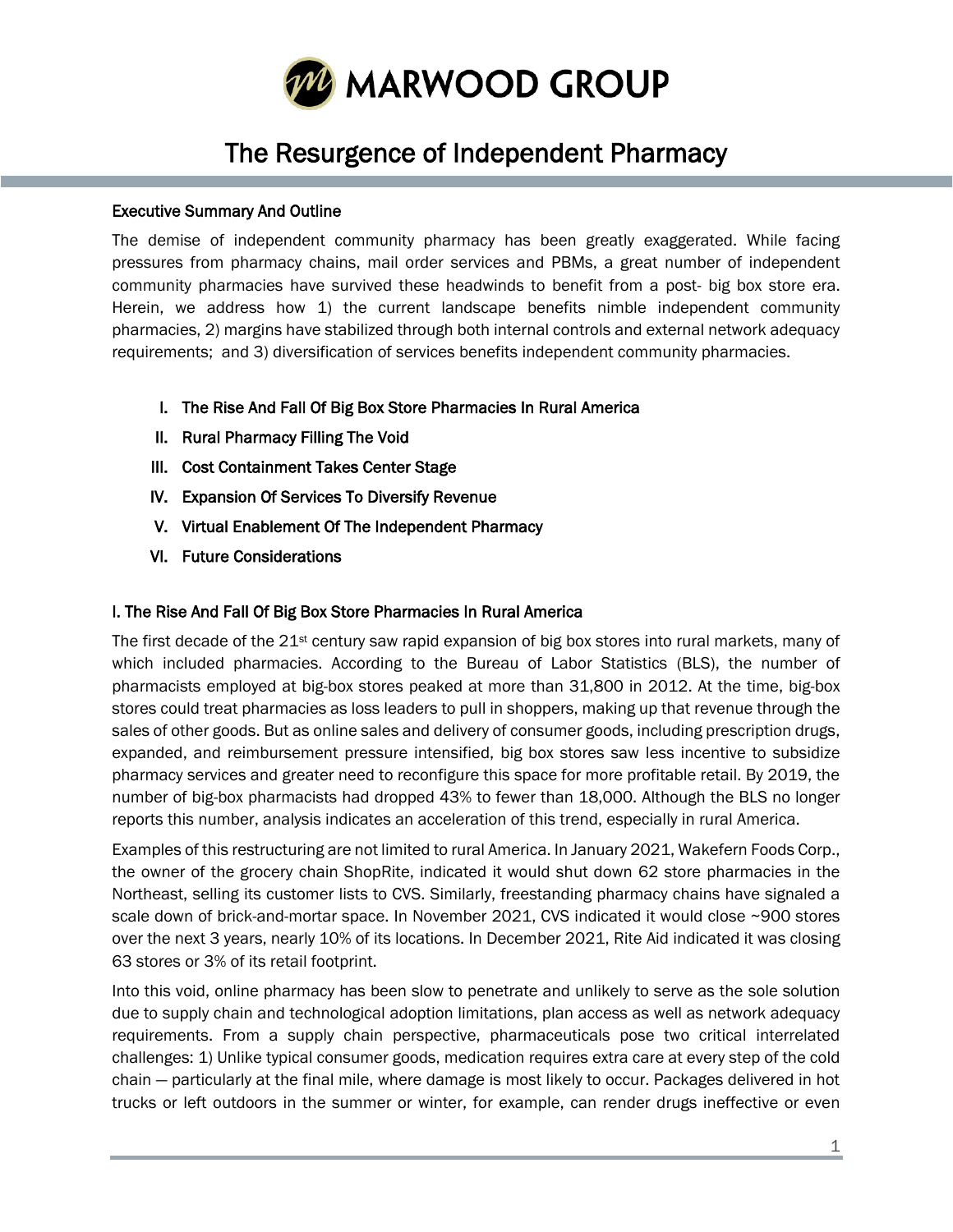# The Resurgence of Independent Pharmacy

## Executive Summary And Outline

The demise of independent community pharmacy has been greatly exaggerated. While facing pressures from pharmacy chains, mail order services and PBMs, a great number of independent community pharmacies have survived these headwinds to benefit from a post- big box store era. Herein, we address how 1) the current landscape benefits nimble independent community pharmacies, 2) margins have stabilized through both internal controls and external network adequacy requirements; and 3) diversification of services benefits independent community pharmacies.

I. The Rise And Fall Of Big Box Store Pharmacies In Rural America
II. Rural Pharmacy Filling The Void
III. Cost Containment Takes Center Stage
IV. Expansion Of Services To Diversify Revenue
V. Virtual Enablement Of The Independent Pharmacy
VI. Future Considerations

## I. The Rise And Fall Of Big Box Store Pharmacies In Rural America

The first decade of the 21st century saw rapid expansion of big box stores into rural markets, many of which included pharmacies. According to the Bureau of Labor Statistics (BLS), the number of pharmacists employed at big-box stores peaked at more than 31,800 in 2012. At the time, big-box stores could treat pharmacies as loss leaders to pull in shoppers, making up that revenue through the sales of other goods. But as online sales and delivery of consumer goods, including prescription drugs, expanded, and reimbursement pressure intensified, big box stores saw less incentive to subsidize pharmacy services and greater need to reconfigure this space for more profitable retail. By 2019, the number of big-box pharmacists had dropped 43% to fewer than 18,000. Although the BLS no longer reports this number, analysis indicates an acceleration of this trend, especially in rural America.

Examples of this restructuring are not limited to rural America. In January 2021, Wakefern Foods Corp., the owner of the grocery chain ShopRite, indicated it would shut down 62 store pharmacies in the Northeast, selling its customer lists to CVS. Similarly, freestanding pharmacy chains have signaled a scale down of brick-and-mortar space. In November 2021, CVS indicated it would close ~900 stores over the next 3 years, nearly 10% of its locations. In December 2021, Rite Aid indicated it was closing 63 stores or 3% of its retail footprint.

Into this void, online pharmacy has been slow to penetrate and unlikely to serve as the sole solution due to supply chain and technological adoption limitations, plan access as well as network adequacy requirements. From a supply chain perspective, pharmaceuticals pose two critical interrelated challenges: 1) Unlike typical consumer goods, medication requires extra care at every step of the cold chain — particularly at the final mile, where damage is most likely to occur. Packages delivered in hot trucks or left outdoors in the summer or winter, for example, can render drugs ineffective or even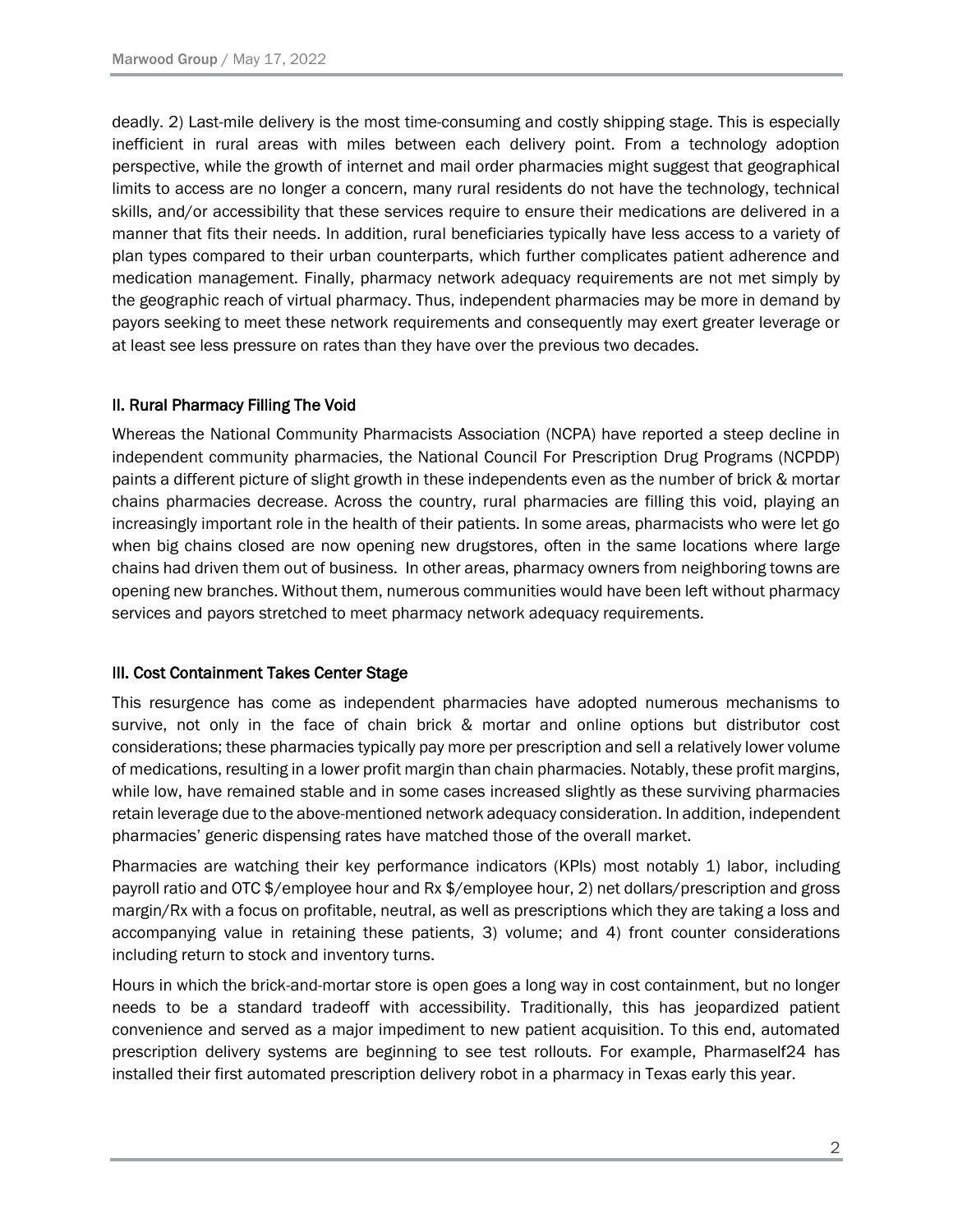deadly. 2) Last-mile delivery is the most time-consuming and costly shipping stage. This is especially inefficient in rural areas with miles between each delivery point. From a technology adoption perspective, while the growth of internet and mail order pharmacies might suggest that geographical limits to access are no longer a concern, many rural residents do not have the technology, technical skills, and/or accessibility that these services require to ensure their medications are delivered in a manner that fits their needs. In addition, rural beneficiaries typically have less access to a variety of plan types compared to their urban counterparts, which further complicates patient adherence and medication management. Finally, pharmacy network adequacy requirements are not met simply by the geographic reach of virtual pharmacy. Thus, independent pharmacies may be more in demand by payors seeking to meet these network requirements and consequently may exert greater leverage or at least see less pressure on rates than they have over the previous two decades.

## II. Rural Pharmacy Filling The Void

Whereas the National Community Pharmacists Association (NCPA) have reported a steep decline in independent community pharmacies, the National Council For Prescription Drug Programs (NCPDP) paints a different picture of slight growth in these independents even as the number of brick & mortar chains pharmacies decrease. Across the country, rural pharmacies are filling this void, playing an increasingly important role in the health of their patients. In some areas, pharmacists who were let go when big chains closed are now opening new drugstores, often in the same locations where large chains had driven them out of business. In other areas, pharmacy owners from neighboring towns are opening new branches. Without them, numerous communities would have been left without pharmacy services and payors stretched to meet pharmacy network adequacy requirements.

## III. Cost Containment Takes Center Stage

This resurgence has come as independent pharmacies have adopted numerous mechanisms to survive, not only in the face of chain brick & mortar and online options but distributor cost considerations; these pharmacies typically pay more per prescription and sell a relatively lower volume of medications, resulting in a lower profit margin than chain pharmacies. Notably, these profit margins, while low, have remained stable and in some cases increased slightly as these surviving pharmacies retain leverage due to the above-mentioned network adequacy consideration. In addition, independent pharmacies' generic dispensing rates have matched those of the overall market.

Pharmacies are watching their key performance indicators (KPIs) most notably 1) labor, including payroll ratio and OTC $/employee hour and Rx $/employee hour, 2) net dollars/prescription and gross margin/Rx with a focus on profitable, neutral, as well as prescriptions which they are taking a loss and accompanying value in retaining these patients, 3) volume; and 4) front counter considerations including return to stock and inventory turns.

Hours in which the brick-and-mortar store is open goes a long way in cost containment, but no longer needs to be a standard tradeoff with accessibility. Traditionally, this has jeopardized patient convenience and served as a major impediment to new patient acquisition. To this end, automated prescription delivery systems are beginning to see test rollouts. For example, Pharmaself24 has installed their first automated prescription delivery robot in a pharmacy in Texas early this year.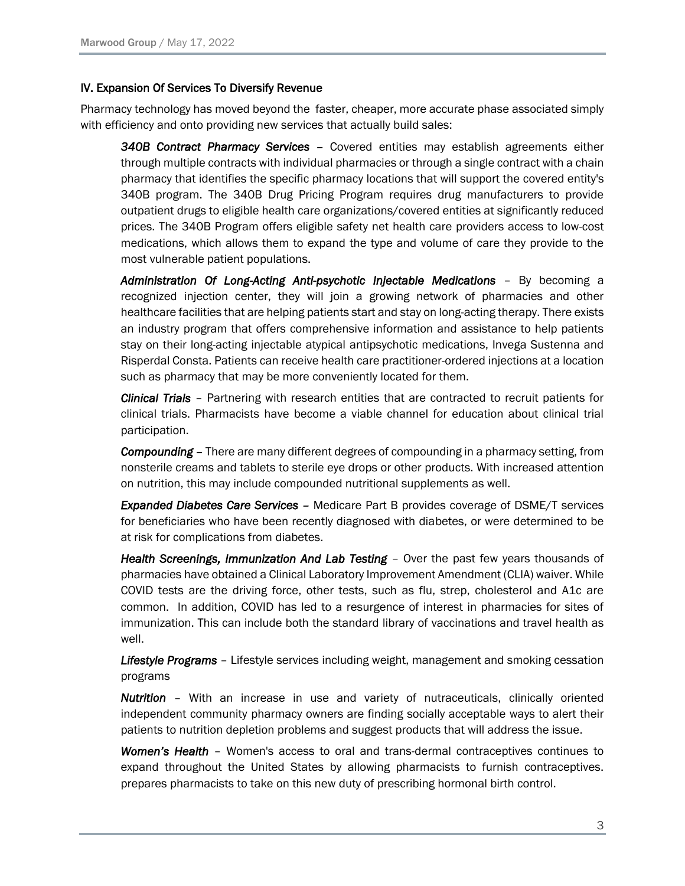## IV. Expansion Of Services To Diversify Revenue

Pharmacy technology has moved beyond the faster, cheaper, more accurate phase associated simply with efficiency and onto providing new services that actually build sales:

> ***340B Contract Pharmacy Services*** **–** Covered entities may establish agreements either through multiple contracts with individual pharmacies or through a single contract with a chain pharmacy that identifies the specific pharmacy locations that will support the covered entity's 340B program. The 340B Drug Pricing Program requires drug manufacturers to provide outpatient drugs to eligible health care organizations/covered entities at significantly reduced prices. The 340B Program offers eligible safety net health care providers access to low-cost medications, which allows them to expand the type and volume of care they provide to the most vulnerable patient populations.
>
> ***Administration Of Long-Acting Anti-psychotic Injectable Medications*** – By becoming a recognized injection center, they will join a growing network of pharmacies and other healthcare facilities that are helping patients start and stay on long-acting therapy. There exists an industry program that offers comprehensive information and assistance to help patients stay on their long-acting injectable atypical antipsychotic medications, Invega Sustenna and Risperdal Consta. Patients can receive health care practitioner-ordered injections at a location such as pharmacy that may be more conveniently located for them.
>
> ***Clinical Trials*** – Partnering with research entities that are contracted to recruit patients for clinical trials. Pharmacists have become a viable channel for education about clinical trial participation.
>
> ***Compounding*** **–** There are many different degrees of compounding in a pharmacy setting, from nonsterile creams and tablets to sterile eye drops or other products. With increased attention on nutrition, this may include compounded nutritional supplements as well.
>
> ***Expanded Diabetes Care Services*** **–** Medicare Part B provides coverage of DSME/T services for beneficiaries who have been recently diagnosed with diabetes, or were determined to be at risk for complications from diabetes.
>
> ***Health Screenings, Immunization And Lab Testing*** – Over the past few years thousands of pharmacies have obtained a Clinical Laboratory Improvement Amendment (CLIA) waiver. While COVID tests are the driving force, other tests, such as flu, strep, cholesterol and A1c are common. In addition, COVID has led to a resurgence of interest in pharmacies for sites of immunization. This can include both the standard library of vaccinations and travel health as well.
>
> ***Lifestyle Programs*** – Lifestyle services including weight, management and smoking cessation programs
>
> ***Nutrition*** – With an increase in use and variety of nutraceuticals, clinically oriented independent community pharmacy owners are finding socially acceptable ways to alert their patients to nutrition depletion problems and suggest products that will address the issue.
>
> ***Women's Health*** – Women's access to oral and trans-dermal contraceptives continues to expand throughout the United States by allowing pharmacists to furnish contraceptives. prepares pharmacists to take on this new duty of prescribing hormonal birth control.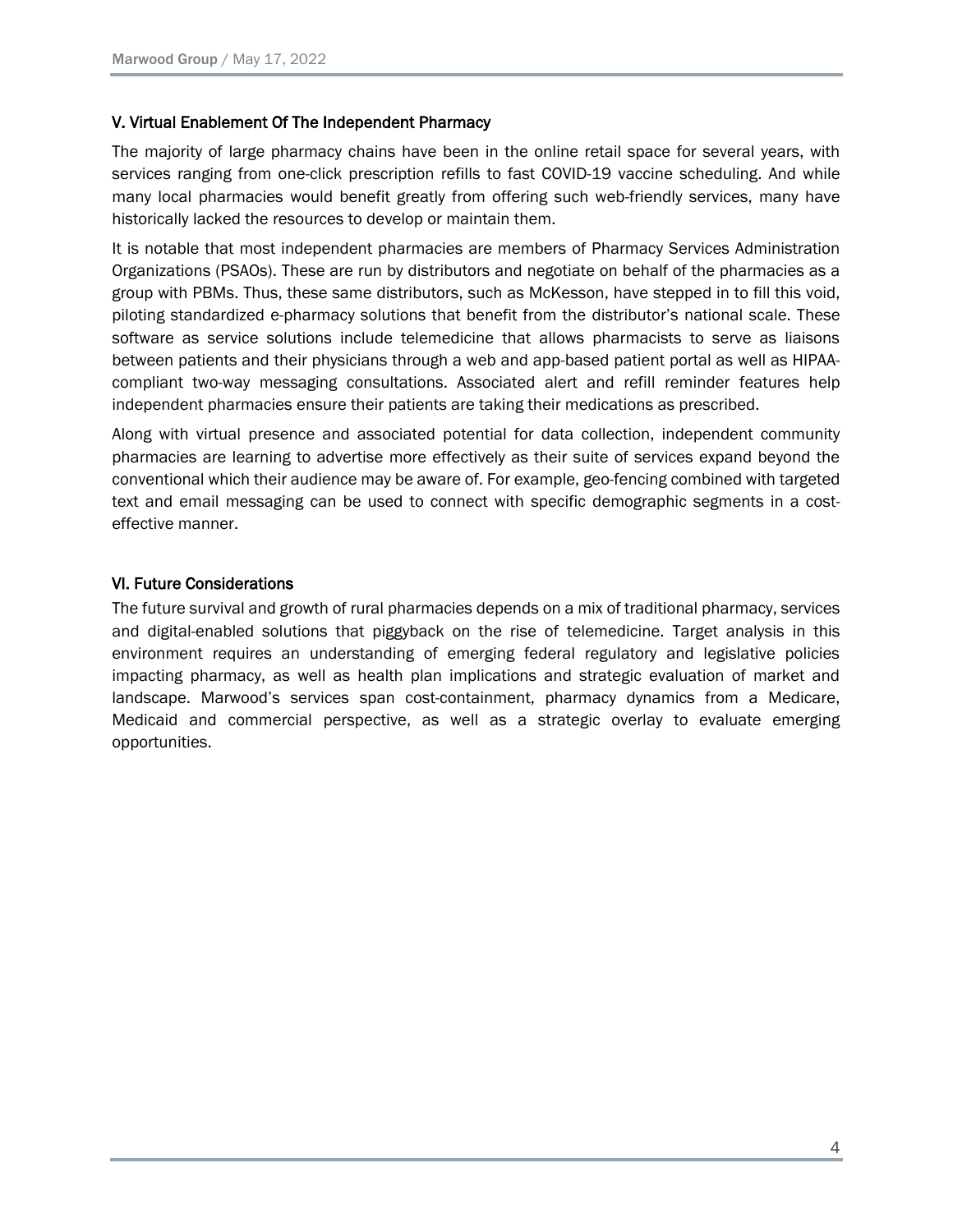## V. Virtual Enablement Of The Independent Pharmacy

The majority of large pharmacy chains have been in the online retail space for several years, with services ranging from one-click prescription refills to fast COVID-19 vaccine scheduling. And while many local pharmacies would benefit greatly from offering such web-friendly services, many have historically lacked the resources to develop or maintain them.

It is notable that most independent pharmacies are members of Pharmacy Services Administration Organizations (PSAOs). These are run by distributors and negotiate on behalf of the pharmacies as a group with PBMs. Thus, these same distributors, such as McKesson, have stepped in to fill this void, piloting standardized e-pharmacy solutions that benefit from the distributor's national scale. These software as service solutions include telemedicine that allows pharmacists to serve as liaisons between patients and their physicians through a web and app-based patient portal as well as HIPAA-compliant two-way messaging consultations. Associated alert and refill reminder features help independent pharmacies ensure their patients are taking their medications as prescribed.

Along with virtual presence and associated potential for data collection, independent community pharmacies are learning to advertise more effectively as their suite of services expand beyond the conventional which their audience may be aware of. For example, geo-fencing combined with targeted text and email messaging can be used to connect with specific demographic segments in a cost-effective manner.

## VI. Future Considerations

The future survival and growth of rural pharmacies depends on a mix of traditional pharmacy, services and digital-enabled solutions that piggyback on the rise of telemedicine. Target analysis in this environment requires an understanding of emerging federal regulatory and legislative policies impacting pharmacy, as well as health plan implications and strategic evaluation of market and landscape. Marwood's services span cost-containment, pharmacy dynamics from a Medicare, Medicaid and commercial perspective, as well as a strategic overlay to evaluate emerging opportunities.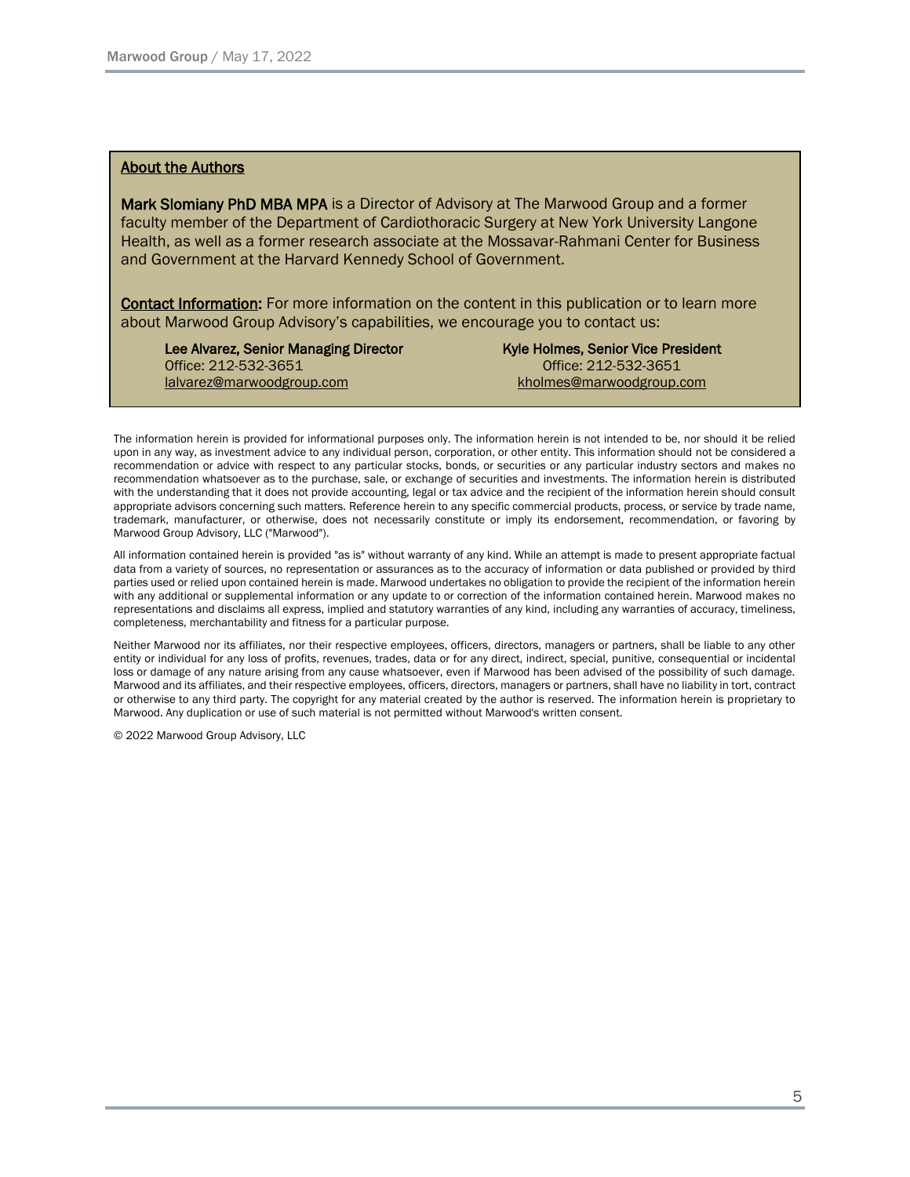## About the Authors

**Mark Slomiany PhD MBA MPA** is a Director of Advisory at The Marwood Group and a former faculty member of the Department of Cardiothoracic Surgery at New York University Langone Health, as well as a former research associate at the Mossavar-Rahmani Center for Business and Government at the Harvard Kennedy School of Government.

**Contact Information:** For more information on the content in this publication or to learn more about Marwood Group Advisory's capabilities, we encourage you to contact us:

**Lee Alvarez, Senior Managing Director**
Office: 212-532-3651
lalvarez@marwoodgroup.com

**Kyle Holmes, Senior Vice President**
Office: 212-532-3651
kholmes@marwoodgroup.com

The information herein is provided for informational purposes only. The information herein is not intended to be, nor should it be relied upon in any way, as investment advice to any individual person, corporation, or other entity. This information should not be considered a recommendation or advice with respect to any particular stocks, bonds, or securities or any particular industry sectors and makes no recommendation whatsoever as to the purchase, sale, or exchange of securities and investments. The information herein is distributed with the understanding that it does not provide accounting, legal or tax advice and the recipient of the information herein should consult appropriate advisors concerning such matters. Reference herein to any specific commercial products, process, or service by trade name, trademark, manufacturer, or otherwise, does not necessarily constitute or imply its endorsement, recommendation, or favoring by Marwood Group Advisory, LLC ("Marwood").

All information contained herein is provided "as is" without warranty of any kind. While an attempt is made to present appropriate factual data from a variety of sources, no representation or assurances as to the accuracy of information or data published or provided by third parties used or relied upon contained herein is made. Marwood undertakes no obligation to provide the recipient of the information herein with any additional or supplemental information or any update to or correction of the information contained herein. Marwood makes no representations and disclaims all express, implied and statutory warranties of any kind, including any warranties of accuracy, timeliness, completeness, merchantability and fitness for a particular purpose.

Neither Marwood nor its affiliates, nor their respective employees, officers, directors, managers or partners, shall be liable to any other entity or individual for any loss of profits, revenues, trades, data or for any direct, indirect, special, punitive, consequential or incidental loss or damage of any nature arising from any cause whatsoever, even if Marwood has been advised of the possibility of such damage. Marwood and its affiliates, and their respective employees, officers, directors, managers or partners, shall have no liability in tort, contract or otherwise to any third party. The copyright for any material created by the author is reserved. The information herein is proprietary to Marwood. Any duplication or use of such material is not permitted without Marwood's written consent.

© 2022 Marwood Group Advisory, LLC